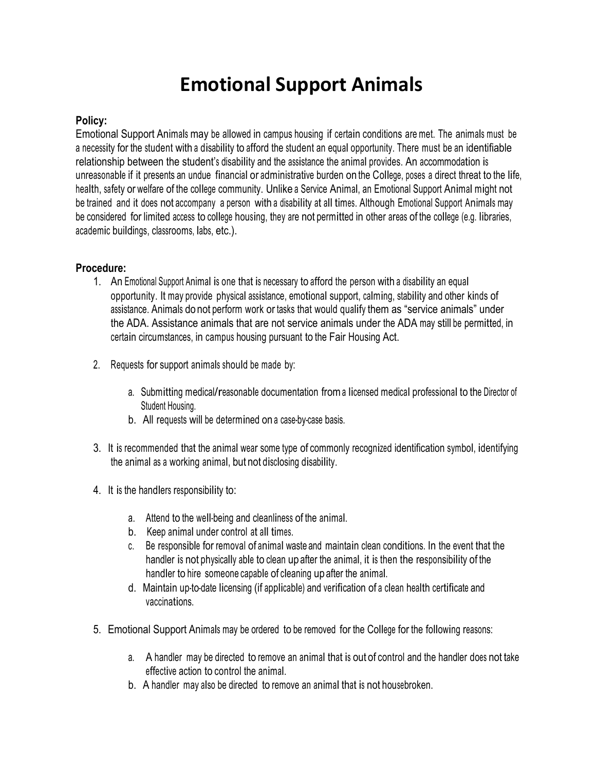# Emotional Support Animals

**Policy:**

Emotional Support Animals may be allowed in campus housing if certain conditions are met. The animals must be a necessity for the student with a disability to afford the student an equal opportunity. There must be an identifiable relationship between the student's disability and the assistance the animal provides. An accommodation is unreasonable if it presents an undue financial or administrative burden on the College, poses a direct threat to the life, health, safety or welfare of the college community. Unlike a Service Animal, an Emotional Support Animal might not be trained and it does not accompany a person with a disability at all times. Although Emotional Support Animals may be considered for limited access to college housing, they are not permitted in other areas of the college (e.g. libraries, academic buildings, classrooms, labs, etc.).

**Procedure:**

1. An Emotional Support Animal is one that is necessary to afford the person with a disability an equal opportunity. It may provide physical assistance, emotional support, calming, stability and other kinds of assistance. Animals do not perform work or tasks that would qualify them as "service animals" under the ADA. Assistance animals that are not service animals under the ADA may still be permitted, in certain circumstances, in campus housing pursuant to the Fair Housing Act.

2. Requests for support animals should be made by:

    a. Submitting medical/reasonable documentation from a licensed medical professional to the Director of Student Housing.
    b. All requests will be determined on a case-by-case basis.

3. It is recommended that the animal wear some type of commonly recognized identification symbol, identifying the animal as a working animal, but not disclosing disability.

4. It is the handlers responsibility to:

    a. Attend to the well-being and cleanliness of the animal.
    b. Keep animal under control at all times.
    c. Be responsible for removal of animal waste and maintain clean conditions. In the event that the handler is not physically able to clean up after the animal, it is then the responsibility of the handler to hire someone capable of cleaning up after the animal.
    d. Maintain up-to-date licensing (if applicable) and verification of a clean health certificate and vaccinations.

5. Emotional Support Animals may be ordered to be removed for the College for the following reasons:

    a. A handler may be directed to remove an animal that is out of control and the handler does not take effective action to control the animal.
    b. A handler may also be directed to remove an animal that is not housebroken.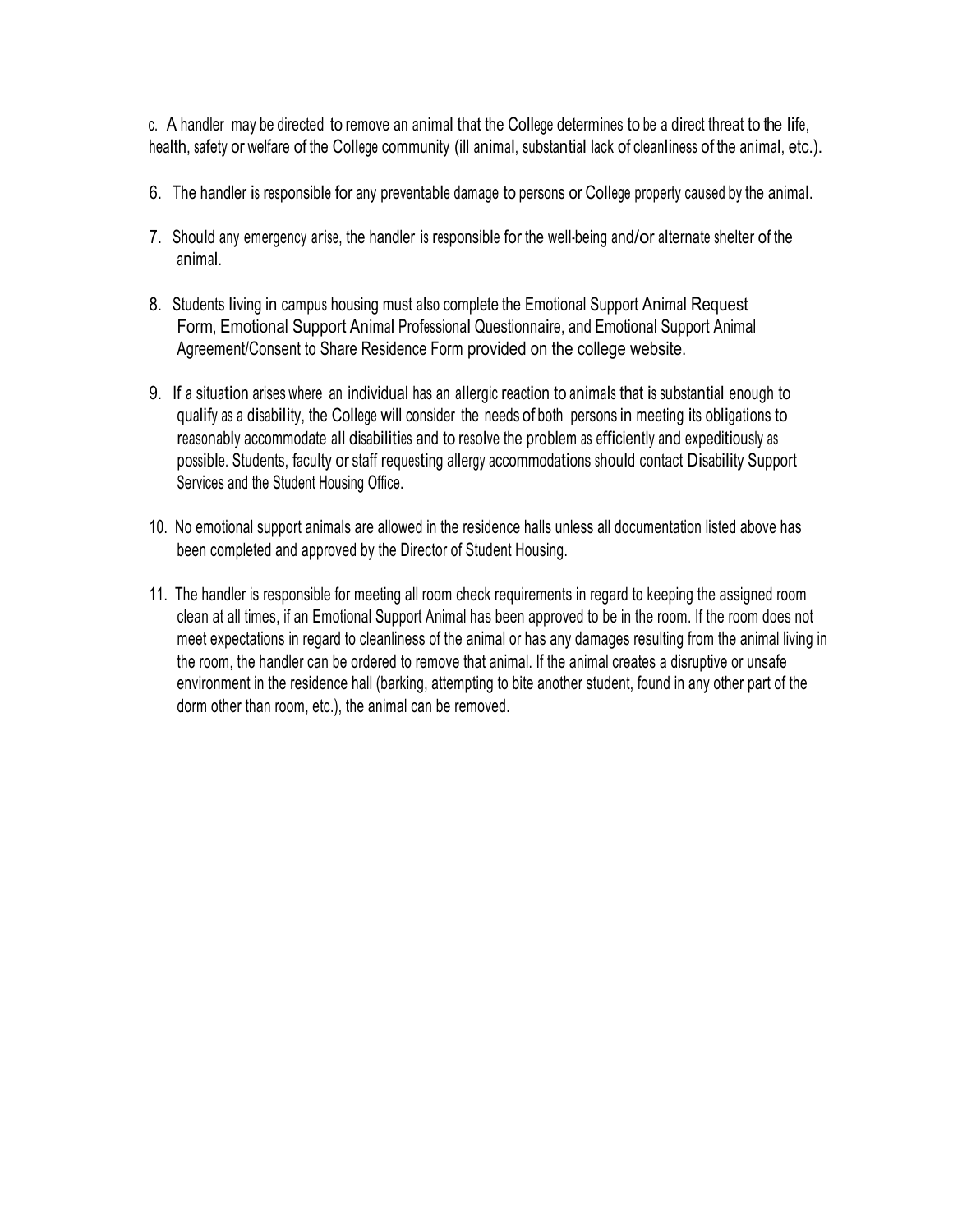c. A handler may be directed to remove an animal that the College determines to be a direct threat to the life, health, safety or welfare of the College community (ill animal, substantial lack of cleanliness of the animal, etc.).

6. The handler is responsible for any preventable damage to persons or College property caused by the animal.

7. Should any emergency arise, the handler is responsible for the well-being and/or alternate shelter of the animal.

8. Students living in campus housing must also complete the Emotional Support Animal Request Form, Emotional Support Animal Professional Questionnaire, and Emotional Support Animal Agreement/Consent to Share Residence Form provided on the college website.

9. If a situation arises where an individual has an allergic reaction to animals that is substantial enough to qualify as a disability, the College will consider the needs of both persons in meeting its obligations to reasonably accommodate all disabilities and to resolve the problem as efficiently and expeditiously as possible. Students, faculty or staff requesting allergy accommodations should contact Disability Support Services and the Student Housing Office.

10. No emotional support animals are allowed in the residence halls unless all documentation listed above has been completed and approved by the Director of Student Housing.

11. The handler is responsible for meeting all room check requirements in regard to keeping the assigned room clean at all times, if an Emotional Support Animal has been approved to be in the room. If the room does not meet expectations in regard to cleanliness of the animal or has any damages resulting from the animal living in the room, the handler can be ordered to remove that animal. If the animal creates a disruptive or unsafe environment in the residence hall (barking, attempting to bite another student, found in any other part of the dorm other than room, etc.), the animal can be removed.